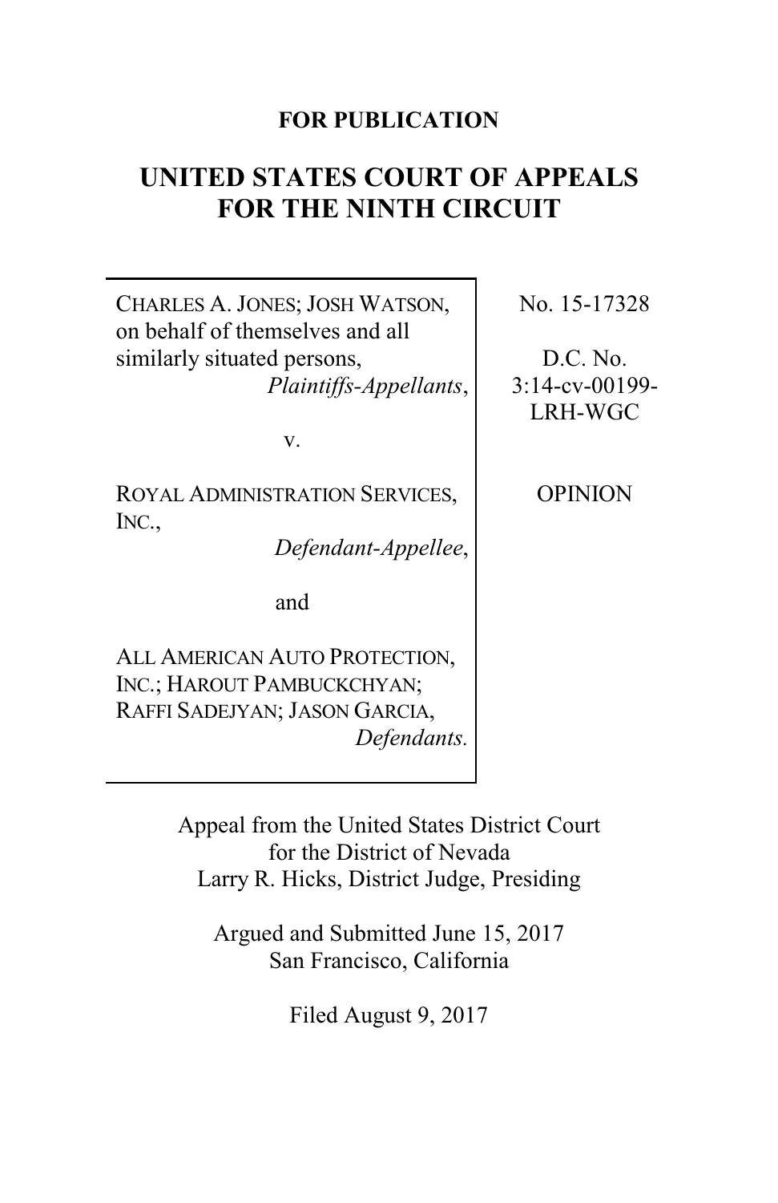**FOR PUBLICATION**

# UNITED STATES COURT OF APPEALS FOR THE NINTH CIRCUIT

| | |
|---|---|
| CHARLES A. JONES; JOSH WATSON, on behalf of themselves and all similarly situated persons, *Plaintiffs-Appellants*, <br><br> v. <br><br> ROYAL ADMINISTRATION SERVICES, INC., *Defendant-Appellee*, <br><br> and <br><br> ALL AMERICAN AUTO PROTECTION, INC.; HAROUT PAMBUCKCHYAN; RAFFI SADEJYAN; JASON GARCIA, *Defendants.* | No. 15-17328 <br><br> D.C. No. 3:14-cv-00199-LRH-WGC <br><br> OPINION |

Appeal from the United States District Court for the District of Nevada
Larry R. Hicks, District Judge, Presiding

Argued and Submitted June 15, 2017
San Francisco, California

Filed August 9, 2017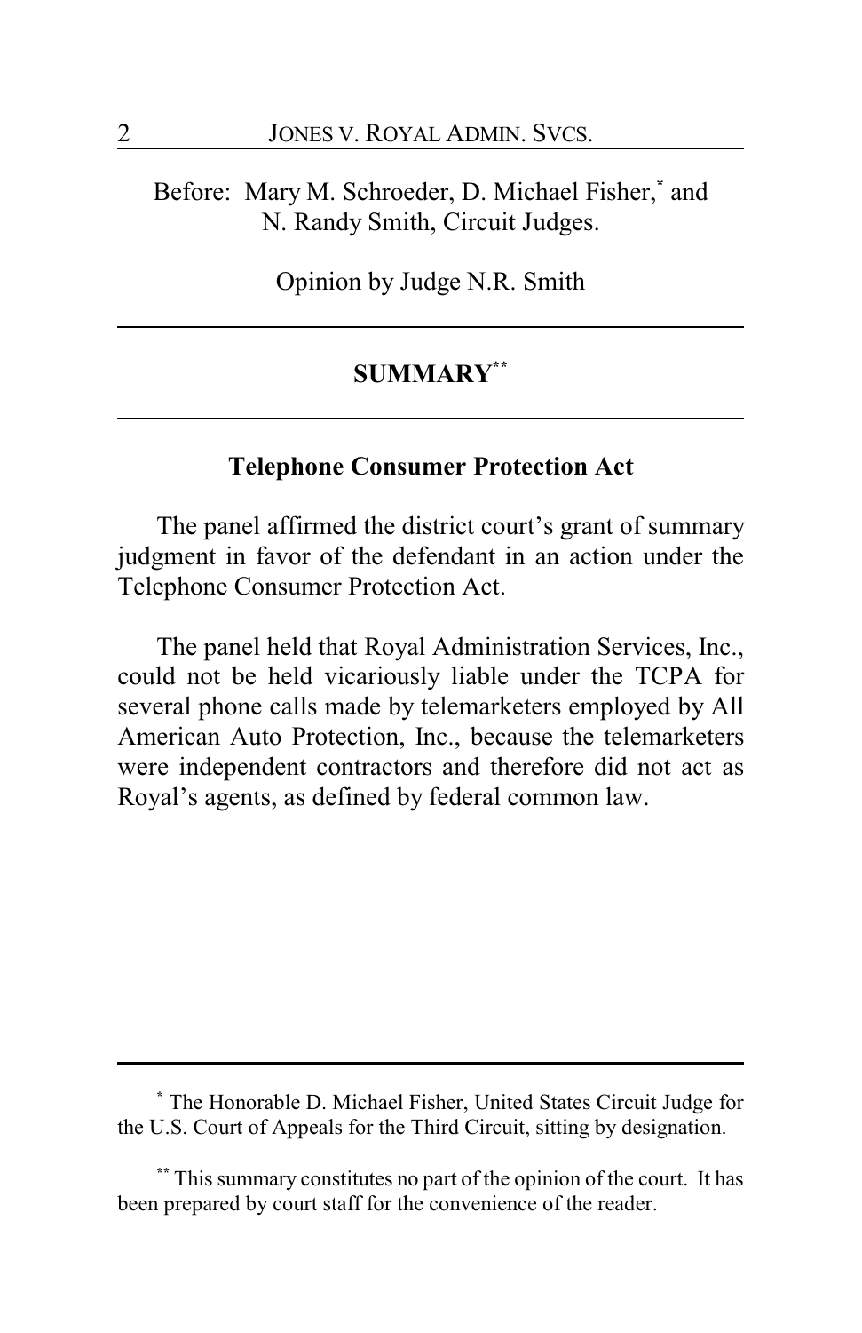Before: Mary M. Schroeder, D. Michael Fisher,* and N. Randy Smith, Circuit Judges.

Opinion by Judge N.R. Smith

## SUMMARY**

### Telephone Consumer Protection Act

The panel affirmed the district court's grant of summary judgment in favor of the defendant in an action under the Telephone Consumer Protection Act.

The panel held that Royal Administration Services, Inc., could not be held vicariously liable under the TCPA for several phone calls made by telemarketers employed by All American Auto Protection, Inc., because the telemarketers were independent contractors and therefore did not act as Royal's agents, as defined by federal common law.

---

* The Honorable D. Michael Fisher, United States Circuit Judge for the U.S. Court of Appeals for the Third Circuit, sitting by designation.

** This summary constitutes no part of the opinion of the court. It has been prepared by court staff for the convenience of the reader.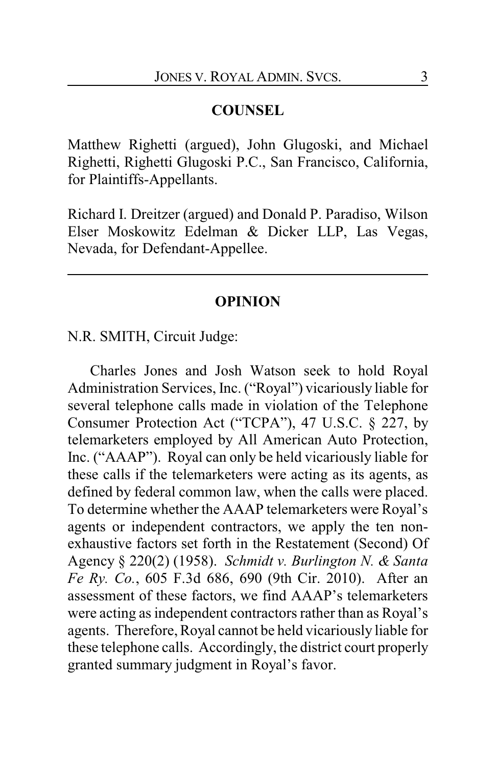## COUNSEL

Matthew Righetti (argued), John Glugoski, and Michael Righetti, Righetti Glugoski P.C., San Francisco, California, for Plaintiffs-Appellants.

Richard I. Dreitzer (argued) and Donald P. Paradiso, Wilson Elser Moskowitz Edelman & Dicker LLP, Las Vegas, Nevada, for Defendant-Appellee.

---

## OPINION

N.R. SMITH, Circuit Judge:

Charles Jones and Josh Watson seek to hold Royal Administration Services, Inc. ("Royal") vicariously liable for several telephone calls made in violation of the Telephone Consumer Protection Act ("TCPA"), 47 U.S.C. § 227, by telemarketers employed by All American Auto Protection, Inc. ("AAAP"). Royal can only be held vicariously liable for these calls if the telemarketers were acting as its agents, as defined by federal common law, when the calls were placed. To determine whether the AAAP telemarketers were Royal's agents or independent contractors, we apply the ten non-exhaustive factors set forth in the Restatement (Second) Of Agency § 220(2) (1958). *Schmidt v. Burlington N. & Santa Fe Ry. Co.*, 605 F.3d 686, 690 (9th Cir. 2010). After an assessment of these factors, we find AAAP's telemarketers were acting as independent contractors rather than as Royal's agents. Therefore, Royal cannot be held vicariously liable for these telephone calls. Accordingly, the district court properly granted summary judgment in Royal's favor.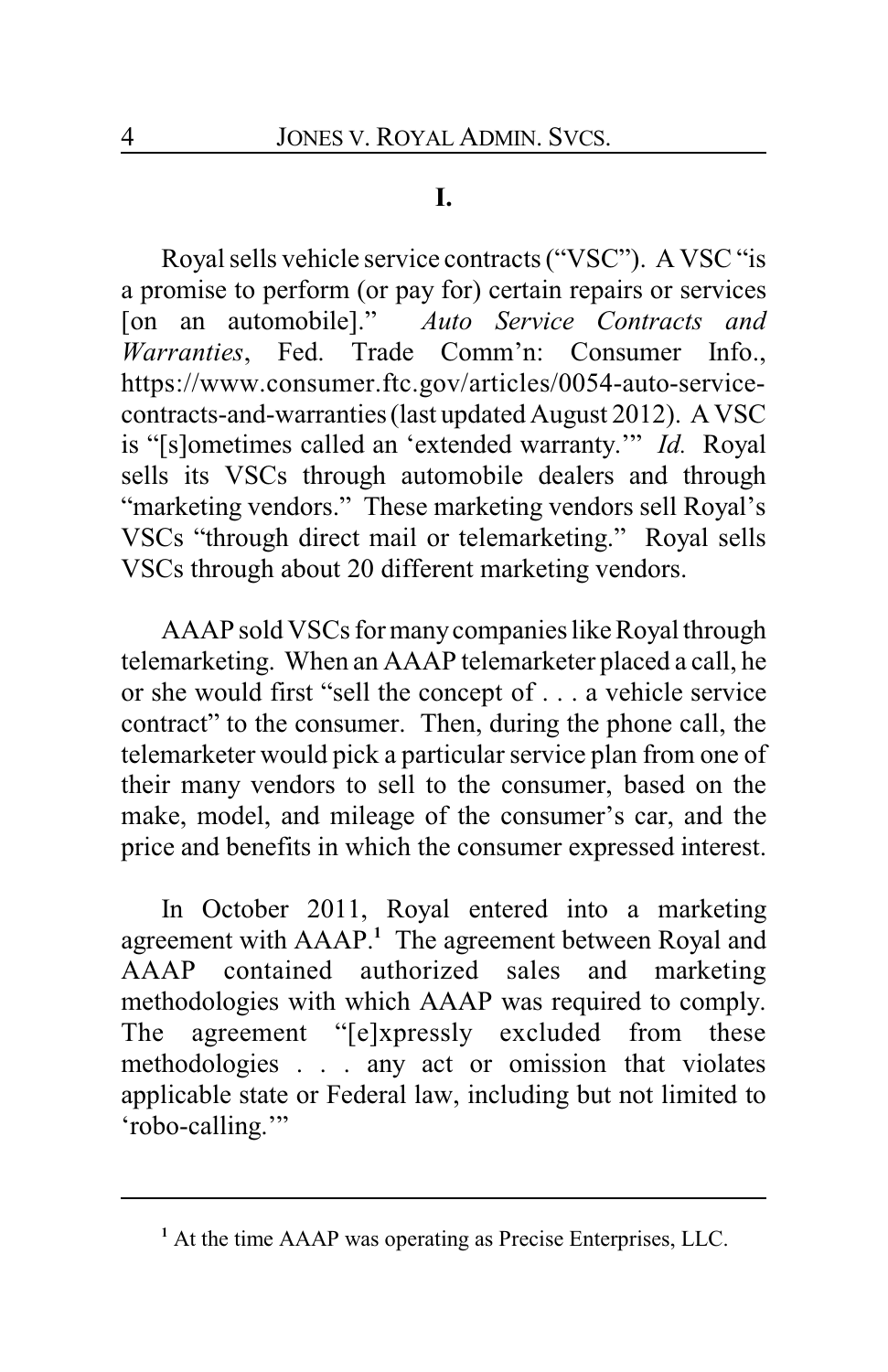## I.

Royal sells vehicle service contracts ("VSC"). A VSC "is a promise to perform (or pay for) certain repairs or services [on an automobile]." *Auto Service Contracts and Warranties*, Fed. Trade Comm'n: Consumer Info., https://www.consumer.ftc.gov/articles/0054-auto-service-contracts-and-warranties (last updated August 2012). A VSC is "[s]ometimes called an 'extended warranty.'" *Id.* Royal sells its VSCs through automobile dealers and through "marketing vendors." These marketing vendors sell Royal's VSCs "through direct mail or telemarketing." Royal sells VSCs through about 20 different marketing vendors.

AAAP sold VSCs for many companies like Royal through telemarketing. When an AAAP telemarketer placed a call, he or she would first "sell the concept of . . . a vehicle service contract" to the consumer. Then, during the phone call, the telemarketer would pick a particular service plan from one of their many vendors to sell to the consumer, based on the make, model, and mileage of the consumer's car, and the price and benefits in which the consumer expressed interest.

In October 2011, Royal entered into a marketing agreement with AAAP.[1] The agreement between Royal and AAAP contained authorized sales and marketing methodologies with which AAAP was required to comply. The agreement "[e]xpressly excluded from these methodologies . . . any act or omission that violates applicable state or Federal law, including but not limited to 'robo-calling.'"

---

[1] At the time AAAP was operating as Precise Enterprises, LLC.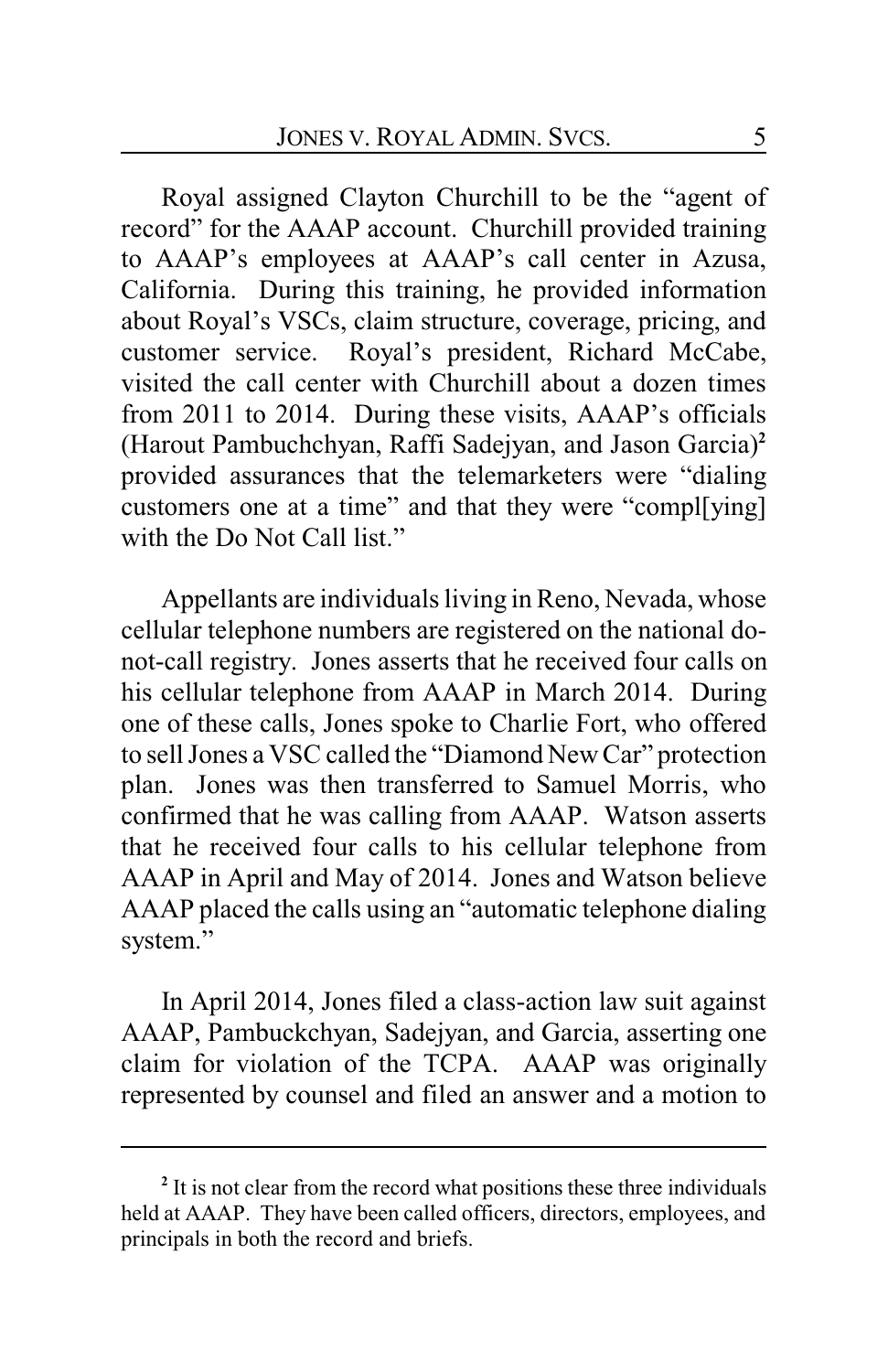Royal assigned Clayton Churchill to be the "agent of record" for the AAAP account. Churchill provided training to AAAP's employees at AAAP's call center in Azusa, California. During this training, he provided information about Royal's VSCs, claim structure, coverage, pricing, and customer service. Royal's president, Richard McCabe, visited the call center with Churchill about a dozen times from 2011 to 2014. During these visits, AAAP's officials (Harout Pambuchchyan, Raffi Sadejyan, and Jason Garcia)[2] provided assurances that the telemarketers were "dialing customers one at a time" and that they were "compl[ying] with the Do Not Call list."

Appellants are individuals living in Reno, Nevada, whose cellular telephone numbers are registered on the national do-not-call registry. Jones asserts that he received four calls on his cellular telephone from AAAP in March 2014. During one of these calls, Jones spoke to Charlie Fort, who offered to sell Jones a VSC called the "Diamond New Car" protection plan. Jones was then transferred to Samuel Morris, who confirmed that he was calling from AAAP. Watson asserts that he received four calls to his cellular telephone from AAAP in April and May of 2014. Jones and Watson believe AAAP placed the calls using an "automatic telephone dialing system."

In April 2014, Jones filed a class-action law suit against AAAP, Pambuckchyan, Sadejyan, and Garcia, asserting one claim for violation of the TCPA. AAAP was originally represented by counsel and filed an answer and a motion to

---

[2] It is not clear from the record what positions these three individuals held at AAAP. They have been called officers, directors, employees, and principals in both the record and briefs.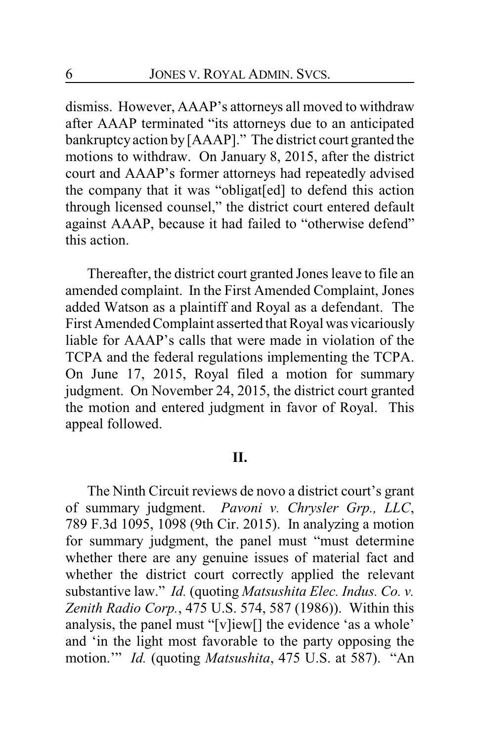dismiss. However, AAAP's attorneys all moved to withdraw after AAAP terminated "its attorneys due to an anticipated bankruptcy action by [AAAP]." The district court granted the motions to withdraw. On January 8, 2015, after the district court and AAAP's former attorneys had repeatedly advised the company that it was "obligat[ed] to defend this action through licensed counsel," the district court entered default against AAAP, because it had failed to "otherwise defend" this action.

Thereafter, the district court granted Jones leave to file an amended complaint. In the First Amended Complaint, Jones added Watson as a plaintiff and Royal as a defendant. The First Amended Complaint asserted that Royal was vicariously liable for AAAP's calls that were made in violation of the TCPA and the federal regulations implementing the TCPA. On June 17, 2015, Royal filed a motion for summary judgment. On November 24, 2015, the district court granted the motion and entered judgment in favor of Royal. This appeal followed.

## II.

The Ninth Circuit reviews de novo a district court's grant of summary judgment. *Pavoni v. Chrysler Grp., LLC*, 789 F.3d 1095, 1098 (9th Cir. 2015). In analyzing a motion for summary judgment, the panel must "must determine whether there are any genuine issues of material fact and whether the district court correctly applied the relevant substantive law." *Id.* (quoting *Matsushita Elec. Indus. Co. v. Zenith Radio Corp.*, 475 U.S. 574, 587 (1986)). Within this analysis, the panel must "[v]iew[] the evidence 'as a whole' and 'in the light most favorable to the party opposing the motion.'" *Id.* (quoting *Matsushita*, 475 U.S. at 587). "An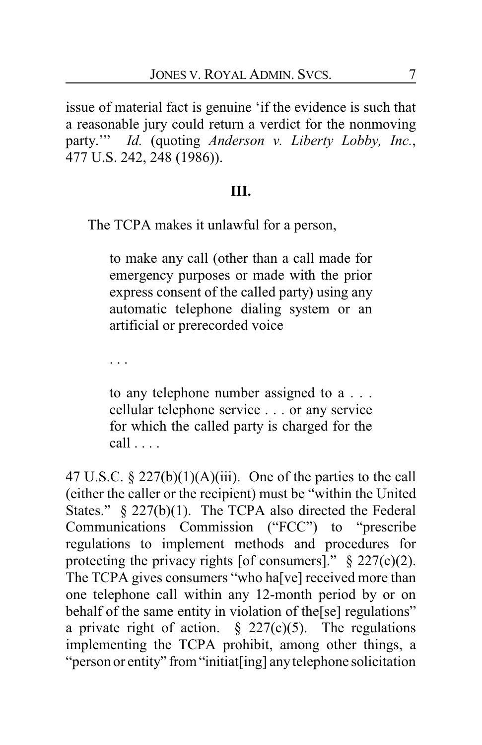issue of material fact is genuine 'if the evidence is such that a reasonable jury could return a verdict for the nonmoving party.'" *Id.* (quoting *Anderson v. Liberty Lobby, Inc.*, 477 U.S. 242, 248 (1986)).

## III.

The TCPA makes it unlawful for a person,

> to make any call (other than a call made for emergency purposes or made with the prior express consent of the called party) using any automatic telephone dialing system or an artificial or prerecorded voice
>
> . . .
>
> to any telephone number assigned to a . . . cellular telephone service . . . or any service for which the called party is charged for the call . . . .

47 U.S.C. § 227(b)(1)(A)(iii). One of the parties to the call (either the caller or the recipient) must be "within the United States." § 227(b)(1). The TCPA also directed the Federal Communications Commission ("FCC") to "prescribe regulations to implement methods and procedures for protecting the privacy rights [of consumers]." § 227(c)(2). The TCPA gives consumers "who ha[ve] received more than one telephone call within any 12-month period by or on behalf of the same entity in violation of the[se] regulations" a private right of action. § 227(c)(5). The regulations implementing the TCPA prohibit, among other things, a "person or entity" from "initiat[ing] any telephone solicitation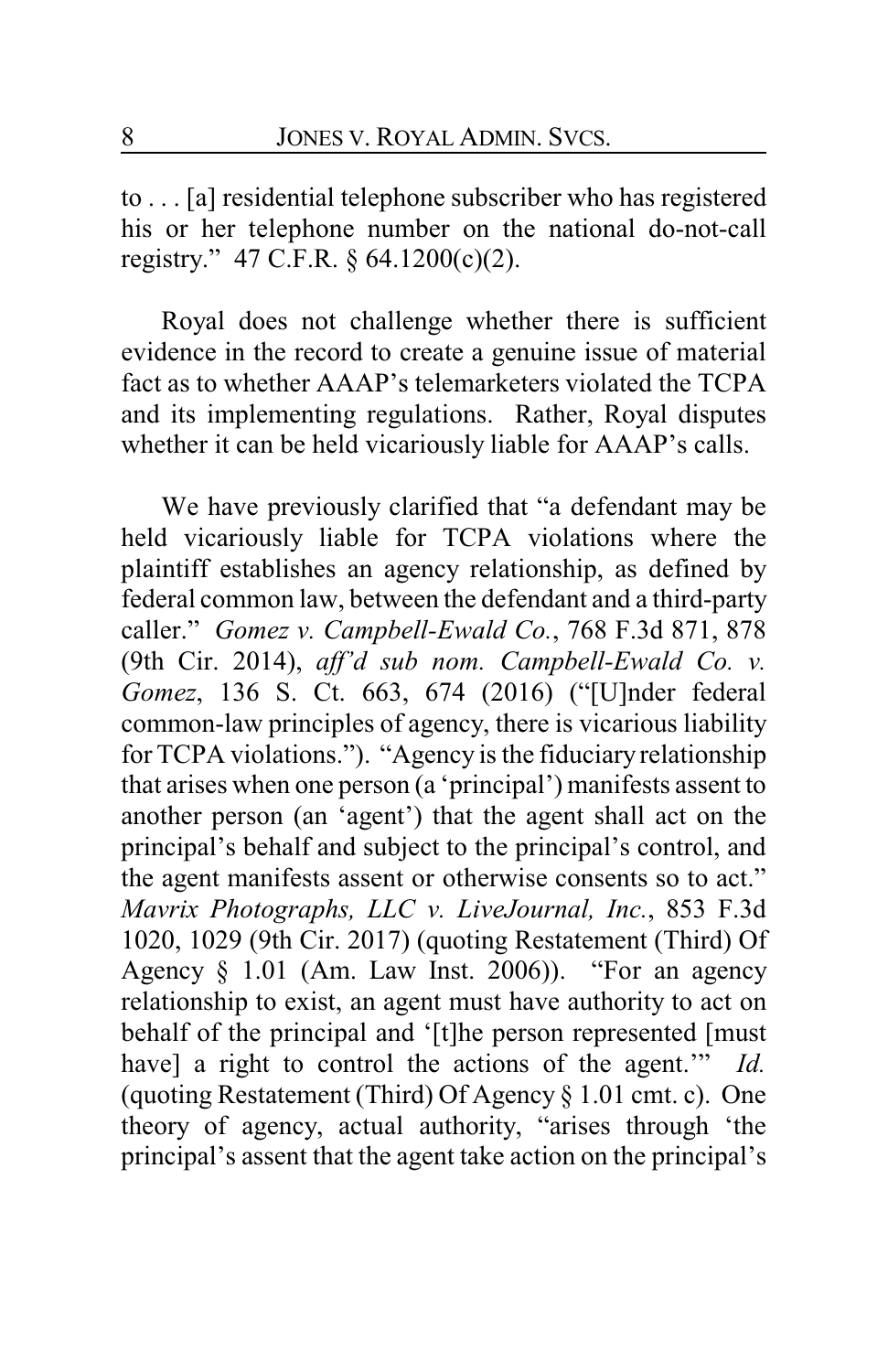to . . . [a] residential telephone subscriber who has registered his or her telephone number on the national do-not-call registry." 47 C.F.R. § 64.1200(c)(2).

Royal does not challenge whether there is sufficient evidence in the record to create a genuine issue of material fact as to whether AAAP's telemarketers violated the TCPA and its implementing regulations. Rather, Royal disputes whether it can be held vicariously liable for AAAP's calls.

We have previously clarified that "a defendant may be held vicariously liable for TCPA violations where the plaintiff establishes an agency relationship, as defined by federal common law, between the defendant and a third-party caller." *Gomez v. Campbell-Ewald Co.*, 768 F.3d 871, 878 (9th Cir. 2014), *aff'd sub nom. Campbell-Ewald Co. v. Gomez*, 136 S. Ct. 663, 674 (2016) ("[U]nder federal common-law principles of agency, there is vicarious liability for TCPA violations."). "Agency is the fiduciary relationship that arises when one person (a 'principal') manifests assent to another person (an 'agent') that the agent shall act on the principal's behalf and subject to the principal's control, and the agent manifests assent or otherwise consents so to act." *Mavrix Photographs, LLC v. LiveJournal, Inc.*, 853 F.3d 1020, 1029 (9th Cir. 2017) (quoting Restatement (Third) Of Agency § 1.01 (Am. Law Inst. 2006)). "For an agency relationship to exist, an agent must have authority to act on behalf of the principal and '[t]he person represented [must have] a right to control the actions of the agent.'" *Id.* (quoting Restatement (Third) Of Agency § 1.01 cmt. c). One theory of agency, actual authority, "arises through 'the principal's assent that the agent take action on the principal's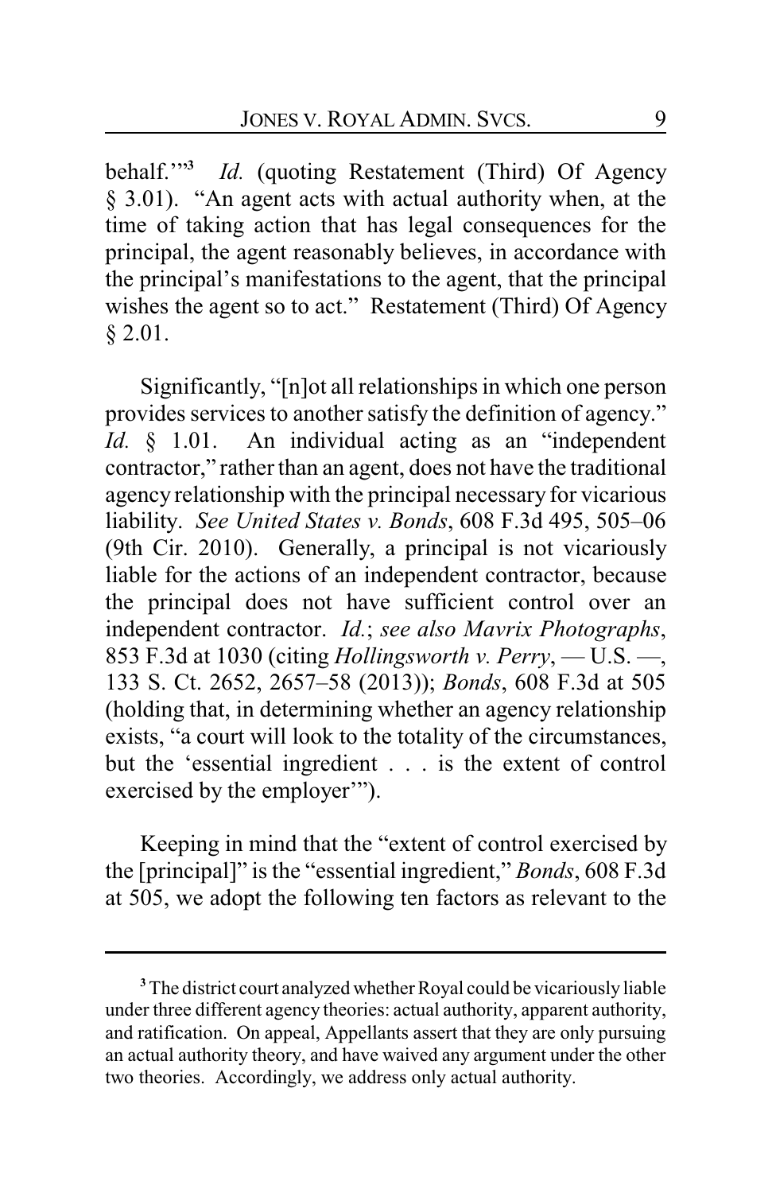behalf.'"[3] *Id.* (quoting Restatement (Third) Of Agency § 3.01). "An agent acts with actual authority when, at the time of taking action that has legal consequences for the principal, the agent reasonably believes, in accordance with the principal's manifestations to the agent, that the principal wishes the agent so to act." Restatement (Third) Of Agency § 2.01.

Significantly, "[n]ot all relationships in which one person provides services to another satisfy the definition of agency." *Id.* § 1.01. An individual acting as an "independent contractor," rather than an agent, does not have the traditional agency relationship with the principal necessary for vicarious liability. *See United States v. Bonds*, 608 F.3d 495, 505–06 (9th Cir. 2010). Generally, a principal is not vicariously liable for the actions of an independent contractor, because the principal does not have sufficient control over an independent contractor. *Id.*; *see also Mavrix Photographs*, 853 F.3d at 1030 (citing *Hollingsworth v. Perry*, — U.S. —, 133 S. Ct. 2652, 2657–58 (2013)); *Bonds*, 608 F.3d at 505 (holding that, in determining whether an agency relationship exists, "a court will look to the totality of the circumstances, but the 'essential ingredient . . . is the extent of control exercised by the employer'").

Keeping in mind that the "extent of control exercised by the [principal]" is the "essential ingredient," *Bonds*, 608 F.3d at 505, we adopt the following ten factors as relevant to the

---

[3] The district court analyzed whether Royal could be vicariously liable under three different agency theories: actual authority, apparent authority, and ratification. On appeal, Appellants assert that they are only pursuing an actual authority theory, and have waived any argument under the other two theories. Accordingly, we address only actual authority.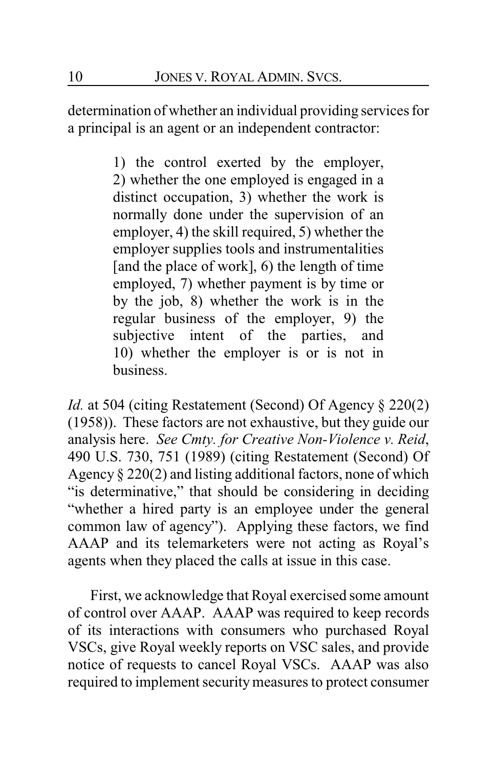determination of whether an individual providing services for a principal is an agent or an independent contractor:

> 1) the control exerted by the employer, 2) whether the one employed is engaged in a distinct occupation, 3) whether the work is normally done under the supervision of an employer, 4) the skill required, 5) whether the employer supplies tools and instrumentalities [and the place of work], 6) the length of time employed, 7) whether payment is by time or by the job, 8) whether the work is in the regular business of the employer, 9) the subjective intent of the parties, and 10) whether the employer is or is not in business.

*Id.* at 504 (citing Restatement (Second) Of Agency § 220(2) (1958)). These factors are not exhaustive, but they guide our analysis here. *See Cmty. for Creative Non-Violence v. Reid*, 490 U.S. 730, 751 (1989) (citing Restatement (Second) Of Agency § 220(2) and listing additional factors, none of which "is determinative," that should be considering in deciding "whether a hired party is an employee under the general common law of agency"). Applying these factors, we find AAAP and its telemarketers were not acting as Royal's agents when they placed the calls at issue in this case.

First, we acknowledge that Royal exercised some amount of control over AAAP. AAAP was required to keep records of its interactions with consumers who purchased Royal VSCs, give Royal weekly reports on VSC sales, and provide notice of requests to cancel Royal VSCs. AAAP was also required to implement security measures to protect consumer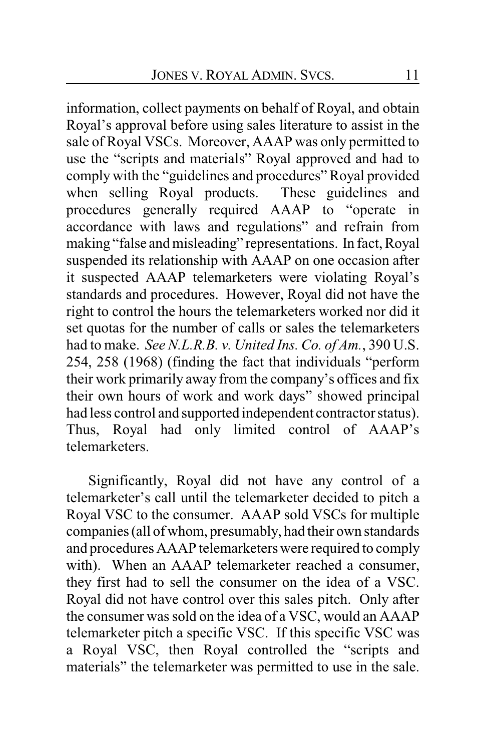information, collect payments on behalf of Royal, and obtain Royal's approval before using sales literature to assist in the sale of Royal VSCs. Moreover, AAAP was only permitted to use the "scripts and materials" Royal approved and had to comply with the "guidelines and procedures" Royal provided when selling Royal products. These guidelines and procedures generally required AAAP to "operate in accordance with laws and regulations" and refrain from making "false and misleading" representations. In fact, Royal suspended its relationship with AAAP on one occasion after it suspected AAAP telemarketers were violating Royal's standards and procedures. However, Royal did not have the right to control the hours the telemarketers worked nor did it set quotas for the number of calls or sales the telemarketers had to make. *See N.L.R.B. v. United Ins. Co. of Am.*, 390 U.S. 254, 258 (1968) (finding the fact that individuals "perform their work primarily away from the company's offices and fix their own hours of work and work days" showed principal had less control and supported independent contractor status). Thus, Royal had only limited control of AAAP's telemarketers.

Significantly, Royal did not have any control of a telemarketer's call until the telemarketer decided to pitch a Royal VSC to the consumer. AAAP sold VSCs for multiple companies (all of whom, presumably, had their own standards and procedures AAAP telemarketers were required to comply with). When an AAAP telemarketer reached a consumer, they first had to sell the consumer on the idea of a VSC. Royal did not have control over this sales pitch. Only after the consumer was sold on the idea of a VSC, would an AAAP telemarketer pitch a specific VSC. If this specific VSC was a Royal VSC, then Royal controlled the "scripts and materials" the telemarketer was permitted to use in the sale.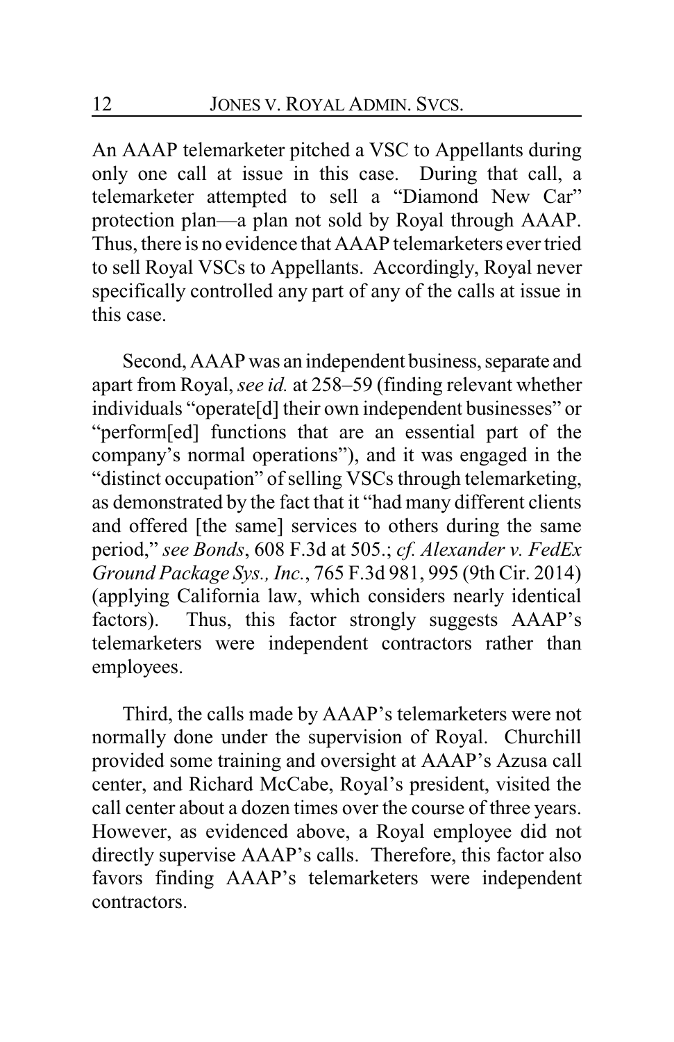An AAAP telemarketer pitched a VSC to Appellants during only one call at issue in this case. During that call, a telemarketer attempted to sell a "Diamond New Car" protection plan—a plan not sold by Royal through AAAP. Thus, there is no evidence that AAAP telemarketers ever tried to sell Royal VSCs to Appellants. Accordingly, Royal never specifically controlled any part of any of the calls at issue in this case.

Second, AAAP was an independent business, separate and apart from Royal, *see id.* at 258–59 (finding relevant whether individuals "operate[d] their own independent businesses" or "perform[ed] functions that are an essential part of the company's normal operations"), and it was engaged in the "distinct occupation" of selling VSCs through telemarketing, as demonstrated by the fact that it "had many different clients and offered [the same] services to others during the same period," *see Bonds*, 608 F.3d at 505.; *cf. Alexander v. FedEx Ground Package Sys., Inc.*, 765 F.3d 981, 995 (9th Cir. 2014) (applying California law, which considers nearly identical factors). Thus, this factor strongly suggests AAAP's telemarketers were independent contractors rather than employees.

Third, the calls made by AAAP's telemarketers were not normally done under the supervision of Royal. Churchill provided some training and oversight at AAAP's Azusa call center, and Richard McCabe, Royal's president, visited the call center about a dozen times over the course of three years. However, as evidenced above, a Royal employee did not directly supervise AAAP's calls. Therefore, this factor also favors finding AAAP's telemarketers were independent contractors.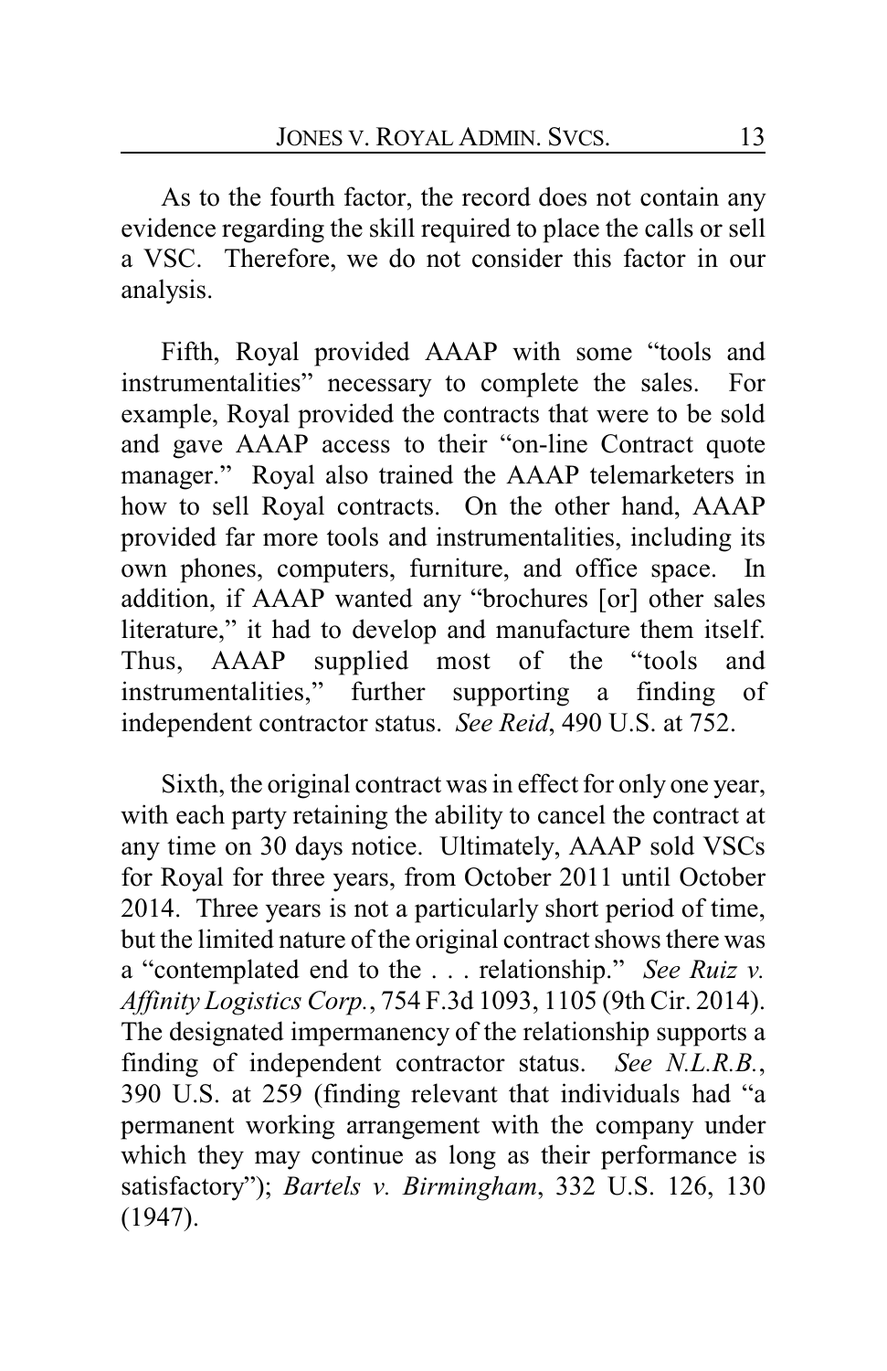As to the fourth factor, the record does not contain any evidence regarding the skill required to place the calls or sell a VSC. Therefore, we do not consider this factor in our analysis.

Fifth, Royal provided AAAP with some "tools and instrumentalities" necessary to complete the sales. For example, Royal provided the contracts that were to be sold and gave AAAP access to their "on-line Contract quote manager." Royal also trained the AAAP telemarketers in how to sell Royal contracts. On the other hand, AAAP provided far more tools and instrumentalities, including its own phones, computers, furniture, and office space. In addition, if AAAP wanted any "brochures [or] other sales literature," it had to develop and manufacture them itself. Thus, AAAP supplied most of the "tools and instrumentalities," further supporting a finding of independent contractor status. *See Reid*, 490 U.S. at 752.

Sixth, the original contract was in effect for only one year, with each party retaining the ability to cancel the contract at any time on 30 days notice. Ultimately, AAAP sold VSCs for Royal for three years, from October 2011 until October 2014. Three years is not a particularly short period of time, but the limited nature of the original contract shows there was a "contemplated end to the . . . relationship." *See Ruiz v. Affinity Logistics Corp.*, 754 F.3d 1093, 1105 (9th Cir. 2014). The designated impermanency of the relationship supports a finding of independent contractor status. *See N.L.R.B.*, 390 U.S. at 259 (finding relevant that individuals had "a permanent working arrangement with the company under which they may continue as long as their performance is satisfactory"); *Bartels v. Birmingham*, 332 U.S. 126, 130 (1947).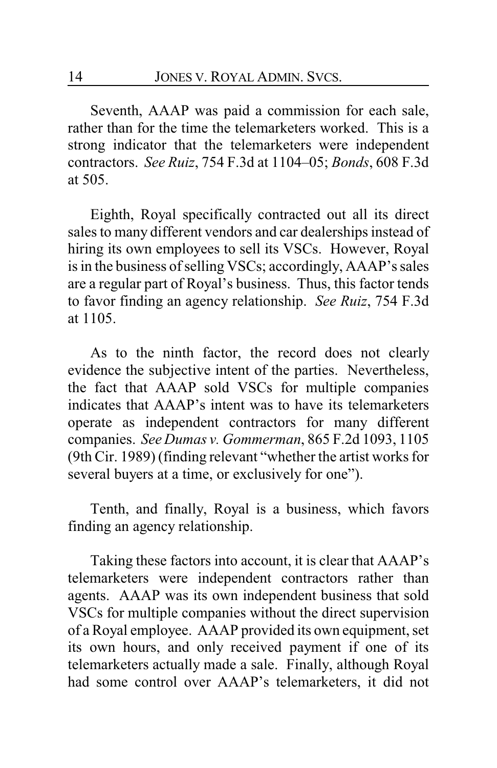Seventh, AAAP was paid a commission for each sale, rather than for the time the telemarketers worked. This is a strong indicator that the telemarketers were independent contractors. *See Ruiz*, 754 F.3d at 1104–05; *Bonds*, 608 F.3d at 505.

Eighth, Royal specifically contracted out all its direct sales to many different vendors and car dealerships instead of hiring its own employees to sell its VSCs. However, Royal is in the business of selling VSCs; accordingly, AAAP's sales are a regular part of Royal's business. Thus, this factor tends to favor finding an agency relationship. *See Ruiz*, 754 F.3d at 1105.

As to the ninth factor, the record does not clearly evidence the subjective intent of the parties. Nevertheless, the fact that AAAP sold VSCs for multiple companies indicates that AAAP's intent was to have its telemarketers operate as independent contractors for many different companies. *See Dumas v. Gommerman*, 865 F.2d 1093, 1105 (9th Cir. 1989) (finding relevant "whether the artist works for several buyers at a time, or exclusively for one").

Tenth, and finally, Royal is a business, which favors finding an agency relationship.

Taking these factors into account, it is clear that AAAP's telemarketers were independent contractors rather than agents. AAAP was its own independent business that sold VSCs for multiple companies without the direct supervision of a Royal employee. AAAP provided its own equipment, set its own hours, and only received payment if one of its telemarketers actually made a sale. Finally, although Royal had some control over AAAP's telemarketers, it did not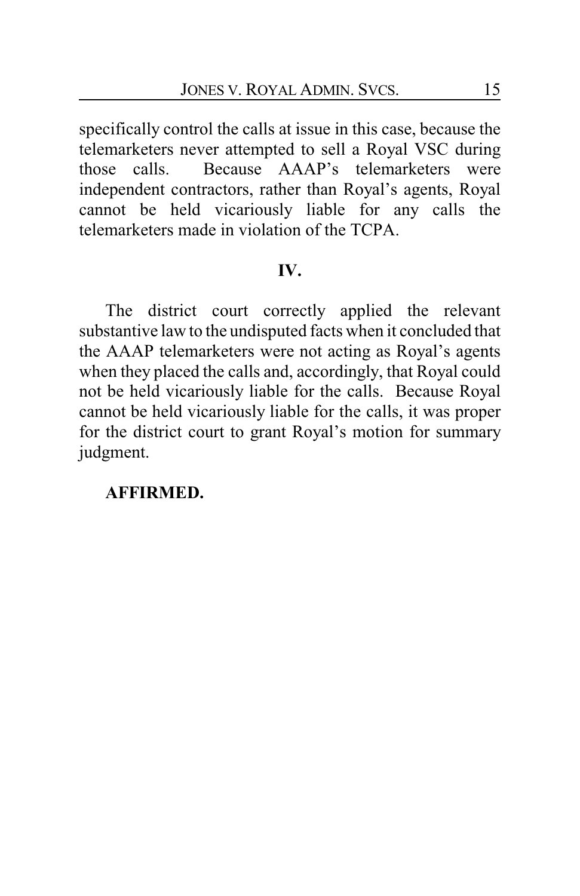specifically control the calls at issue in this case, because the telemarketers never attempted to sell a Royal VSC during those calls. Because AAAP's telemarketers were independent contractors, rather than Royal's agents, Royal cannot be held vicariously liable for any calls the telemarketers made in violation of the TCPA.

## IV.

The district court correctly applied the relevant substantive law to the undisputed facts when it concluded that the AAAP telemarketers were not acting as Royal's agents when they placed the calls and, accordingly, that Royal could not be held vicariously liable for the calls. Because Royal cannot be held vicariously liable for the calls, it was proper for the district court to grant Royal's motion for summary judgment.

**AFFIRMED.**